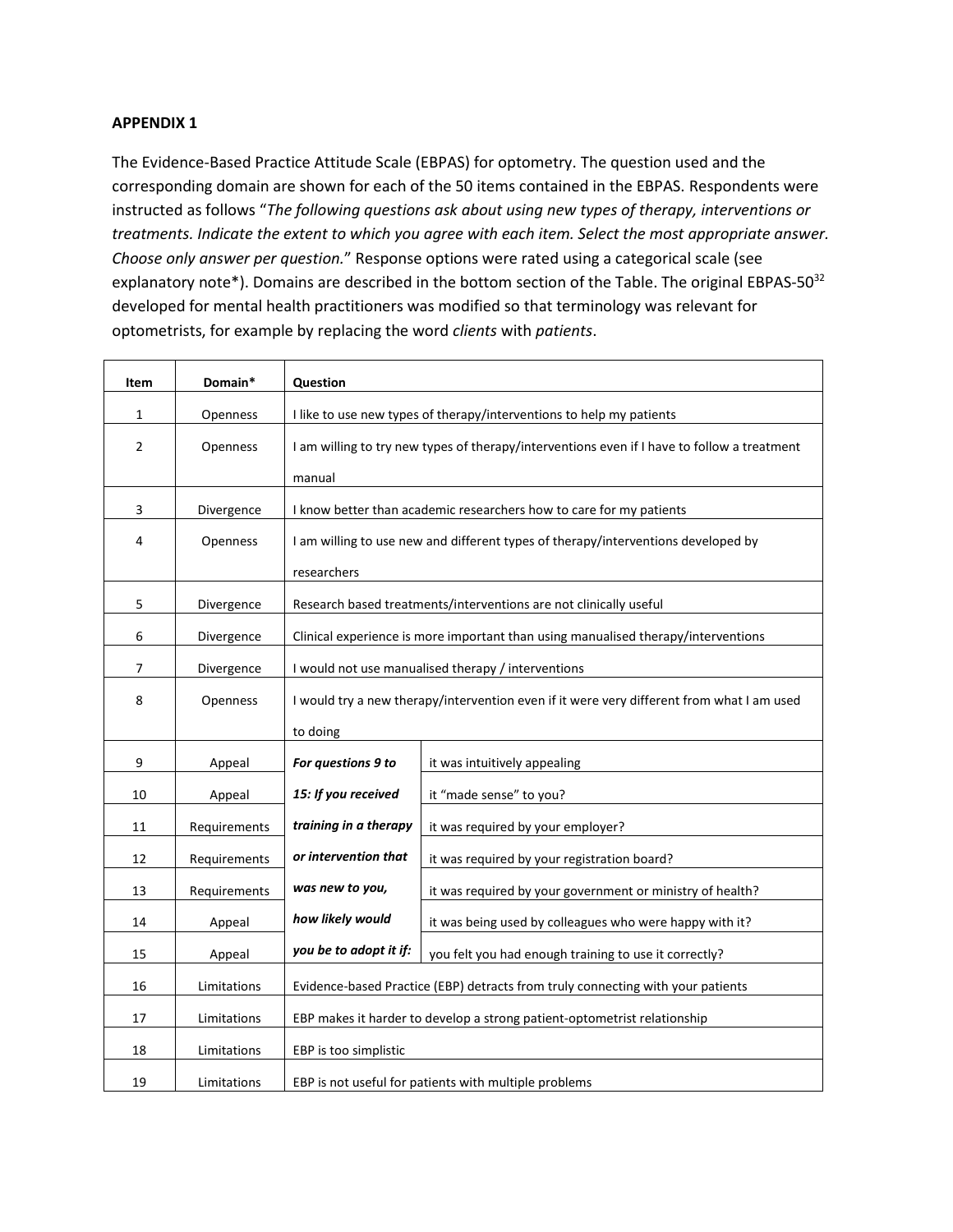**APPENDIX 1**

The Evidence-Based Practice Attitude Scale (EBPAS) for optometry. The question used and the corresponding domain are shown for each of the 50 items contained in the EBPAS. Respondents were instructed as follows "*The following questions ask about using new types of therapy, interventions or treatments. Indicate the extent to which you agree with each item. Select the most appropriate answer. Choose only answer per question.*" Response options were rated using a categorical scale (see explanatory note*). Domains are described in the bottom section of the Table. The original EBPAS-50[32] developed for mental health practitioners was modified so that terminology was relevant for optometrists, for example by replacing the word *clients* with *patients*.

| Item | Domain* | Question | |
|---|---|---|---|
| 1 | Openness | I like to use new types of therapy/interventions to help my patients | |
| 2 | Openness | I am willing to try new types of therapy/interventions even if I have to follow a treatment manual | |
| 3 | Divergence | I know better than academic researchers how to care for my patients | |
| 4 | Openness | I am willing to use new and different types of therapy/interventions developed by researchers | |
| 5 | Divergence | Research based treatments/interventions are not clinically useful | |
| 6 | Divergence | Clinical experience is more important than using manualised therapy/interventions | |
| 7 | Divergence | I would not use manualised therapy / interventions | |
| 8 | Openness | I would try a new therapy/intervention even if it were very different from what I am used to doing | |
| 9 | Appeal | ***For questions 9 to 15: If you received training in a therapy or intervention that was new to you, how likely would you be to adopt it if:*** | it was intuitively appealing |
| 10 | Appeal | | it "made sense" to you? |
| 11 | Requirements | | it was required by your employer? |
| 12 | Requirements | | it was required by your registration board? |
| 13 | Requirements | | it was required by your government or ministry of health? |
| 14 | Appeal | | it was being used by colleagues who were happy with it? |
| 15 | Appeal | | you felt you had enough training to use it correctly? |
| 16 | Limitations | Evidence-based Practice (EBP) detracts from truly connecting with your patients | |
| 17 | Limitations | EBP makes it harder to develop a strong patient-optometrist relationship | |
| 18 | Limitations | EBP is too simplistic | |
| 19 | Limitations | EBP is not useful for patients with multiple problems | |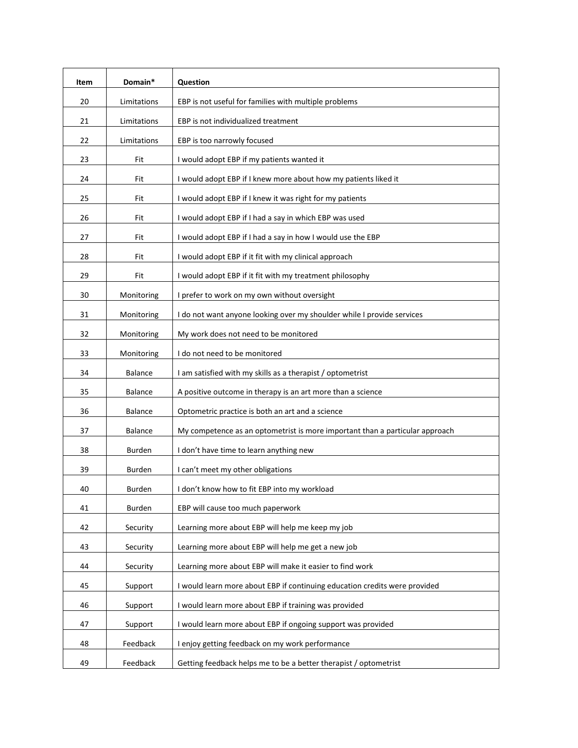| Item | Domain* | Question |
| --- | --- | --- |
| 20 | Limitations | EBP is not useful for families with multiple problems |
| 21 | Limitations | EBP is not individualized treatment |
| 22 | Limitations | EBP is too narrowly focused |
| 23 | Fit | I would adopt EBP if my patients wanted it |
| 24 | Fit | I would adopt EBP if I knew more about how my patients liked it |
| 25 | Fit | I would adopt EBP if I knew it was right for my patients |
| 26 | Fit | I would adopt EBP if I had a say in which EBP was used |
| 27 | Fit | I would adopt EBP if I had a say in how I would use the EBP |
| 28 | Fit | I would adopt EBP if it fit with my clinical approach |
| 29 | Fit | I would adopt EBP if it fit with my treatment philosophy |
| 30 | Monitoring | I prefer to work on my own without oversight |
| 31 | Monitoring | I do not want anyone looking over my shoulder while I provide services |
| 32 | Monitoring | My work does not need to be monitored |
| 33 | Monitoring | I do not need to be monitored |
| 34 | Balance | I am satisfied with my skills as a therapist / optometrist |
| 35 | Balance | A positive outcome in therapy is an art more than a science |
| 36 | Balance | Optometric practice is both an art and a science |
| 37 | Balance | My competence as an optometrist is more important than a particular approach |
| 38 | Burden | I don't have time to learn anything new |
| 39 | Burden | I can't meet my other obligations |
| 40 | Burden | I don't know how to fit EBP into my workload |
| 41 | Burden | EBP will cause too much paperwork |
| 42 | Security | Learning more about EBP will help me keep my job |
| 43 | Security | Learning more about EBP will help me get a new job |
| 44 | Security | Learning more about EBP will make it easier to find work |
| 45 | Support | I would learn more about EBP if continuing education credits were provided |
| 46 | Support | I would learn more about EBP if training was provided |
| 47 | Support | I would learn more about EBP if ongoing support was provided |
| 48 | Feedback | I enjoy getting feedback on my work performance |
| 49 | Feedback | Getting feedback helps me to be a better therapist / optometrist |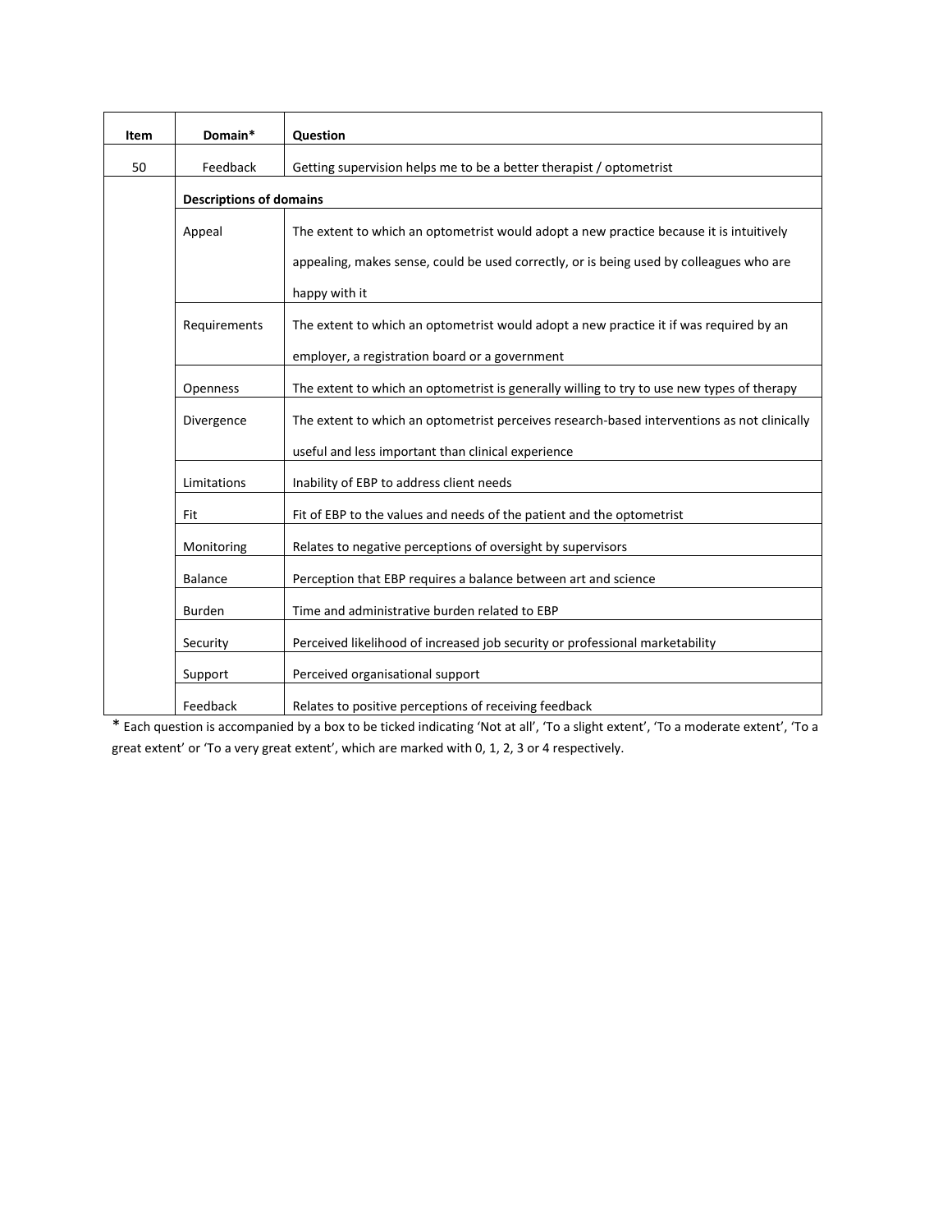| Item | Domain* | Question |
|---|---|---|
| 50 | Feedback | Getting supervision helps me to be a better therapist / optometrist |
| | **Descriptions of domains** | |
| | Appeal | The extent to which an optometrist would adopt a new practice because it is intuitively appealing, makes sense, could be used correctly, or is being used by colleagues who are happy with it |
| | Requirements | The extent to which an optometrist would adopt a new practice it if was required by an employer, a registration board or a government |
| | Openness | The extent to which an optometrist is generally willing to try to use new types of therapy |
| | Divergence | The extent to which an optometrist perceives research-based interventions as not clinically useful and less important than clinical experience |
| | Limitations | Inability of EBP to address client needs |
| | Fit | Fit of EBP to the values and needs of the patient and the optometrist |
| | Monitoring | Relates to negative perceptions of oversight by supervisors |
| | Balance | Perception that EBP requires a balance between art and science |
| | Burden | Time and administrative burden related to EBP |
| | Security | Perceived likelihood of increased job security or professional marketability |
| | Support | Perceived organisational support |
| | Feedback | Relates to positive perceptions of receiving feedback |

* Each question is accompanied by a box to be ticked indicating 'Not at all', 'To a slight extent', 'To a moderate extent', 'To a great extent' or 'To a very great extent', which are marked with 0, 1, 2, 3 or 4 respectively.